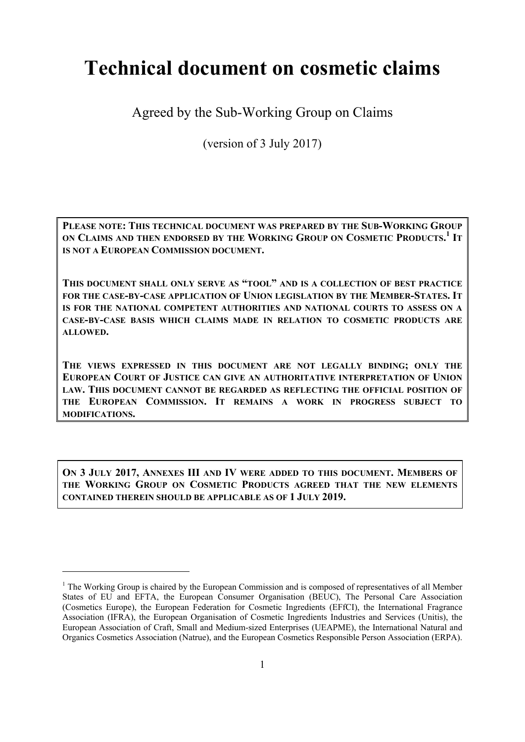# Technical document on cosmetic claims

Agreed by the Sub-Working Group on Claims

(version of 3 July 2017)

**PLEASE NOTE: THIS TECHNICAL DOCUMENT WAS PREPARED BY THE SUB-WORKING GROUP ON CLAIMS AND THEN ENDORSED BY THE WORKING GROUP ON COSMETIC PRODUCTS.[1] IT IS NOT A EUROPEAN COMMISSION DOCUMENT.**

**THIS DOCUMENT SHALL ONLY SERVE AS "TOOL" AND IS A COLLECTION OF BEST PRACTICE FOR THE CASE-BY-CASE APPLICATION OF UNION LEGISLATION BY THE MEMBER-STATES. IT IS FOR THE NATIONAL COMPETENT AUTHORITIES AND NATIONAL COURTS TO ASSESS ON A CASE-BY-CASE BASIS WHICH CLAIMS MADE IN RELATION TO COSMETIC PRODUCTS ARE ALLOWED.**

**THE VIEWS EXPRESSED IN THIS DOCUMENT ARE NOT LEGALLY BINDING; ONLY THE EUROPEAN COURT OF JUSTICE CAN GIVE AN AUTHORITATIVE INTERPRETATION OF UNION LAW. THIS DOCUMENT CANNOT BE REGARDED AS REFLECTING THE OFFICIAL POSITION OF THE EUROPEAN COMMISSION. IT REMAINS A WORK IN PROGRESS SUBJECT TO MODIFICATIONS.**

**ON 3 JULY 2017, ANNEXES III AND IV WERE ADDED TO THIS DOCUMENT. MEMBERS OF THE WORKING GROUP ON COSMETIC PRODUCTS AGREED THAT THE NEW ELEMENTS CONTAINED THEREIN SHOULD BE APPLICABLE AS OF 1 JULY 2019.**

---

[1] The Working Group is chaired by the European Commission and is composed of representatives of all Member States of EU and EFTA, the European Consumer Organisation (BEUC), The Personal Care Association (Cosmetics Europe), the European Federation for Cosmetic Ingredients (EFfCI), the International Fragrance Association (IFRA), the European Organisation of Cosmetic Ingredients Industries and Services (Unitis), the European Association of Craft, Small and Medium-sized Enterprises (UEAPME), the International Natural and Organics Cosmetics Association (Natrue), and the European Cosmetics Responsible Person Association (ERPA).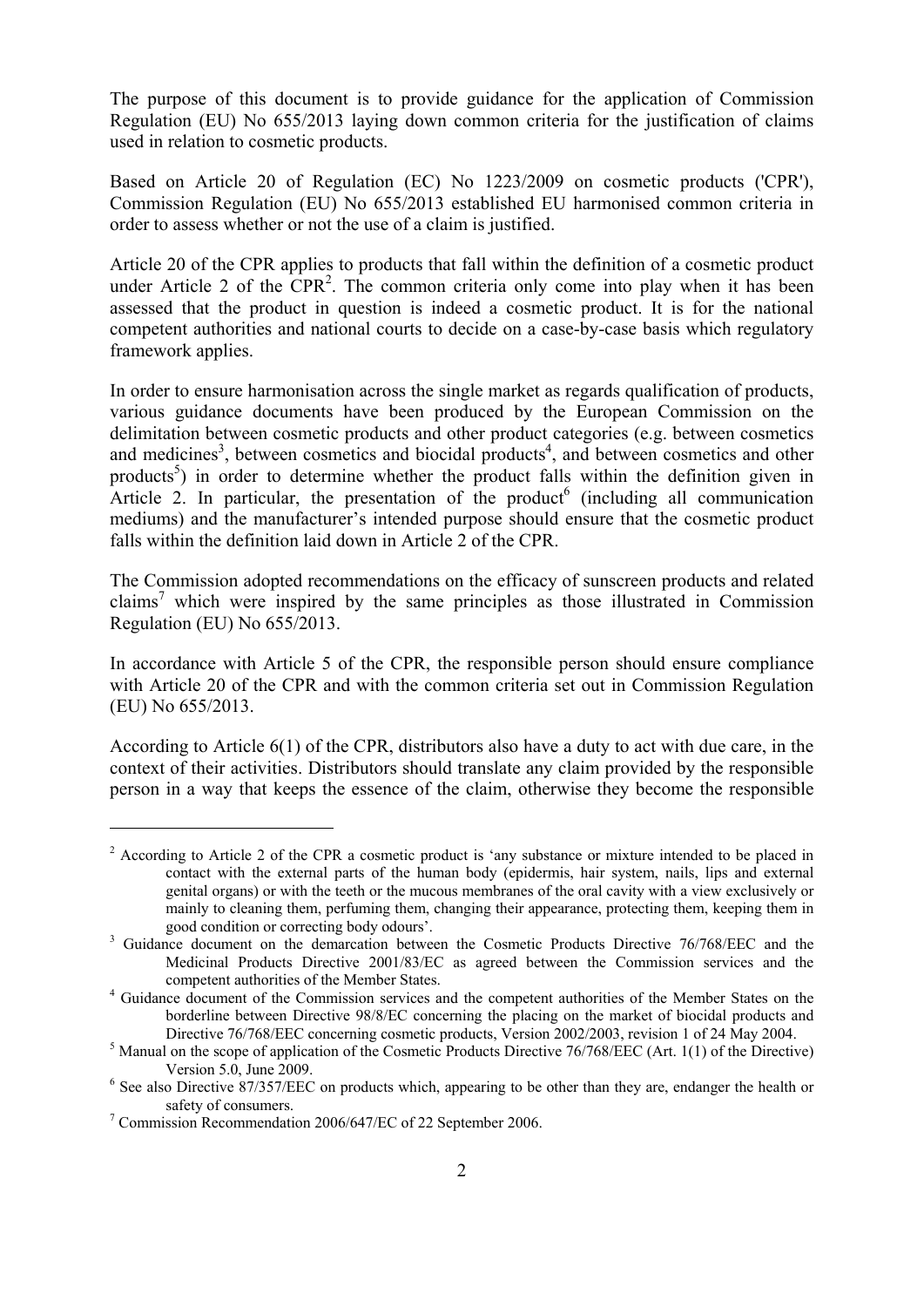The purpose of this document is to provide guidance for the application of Commission Regulation (EU) No 655/2013 laying down common criteria for the justification of claims used in relation to cosmetic products.

Based on Article 20 of Regulation (EC) No 1223/2009 on cosmetic products ('CPR'), Commission Regulation (EU) No 655/2013 established EU harmonised common criteria in order to assess whether or not the use of a claim is justified.

Article 20 of the CPR applies to products that fall within the definition of a cosmetic product under Article 2 of the CPR[2]. The common criteria only come into play when it has been assessed that the product in question is indeed a cosmetic product. It is for the national competent authorities and national courts to decide on a case-by-case basis which regulatory framework applies.

In order to ensure harmonisation across the single market as regards qualification of products, various guidance documents have been produced by the European Commission on the delimitation between cosmetic products and other product categories (e.g. between cosmetics and medicines[3], between cosmetics and biocidal products[4], and between cosmetics and other products[5]) in order to determine whether the product falls within the definition given in Article 2. In particular, the presentation of the product[6] (including all communication mediums) and the manufacturer's intended purpose should ensure that the cosmetic product falls within the definition laid down in Article 2 of the CPR.

The Commission adopted recommendations on the efficacy of sunscreen products and related claims[7] which were inspired by the same principles as those illustrated in Commission Regulation (EU) No 655/2013.

In accordance with Article 5 of the CPR, the responsible person should ensure compliance with Article 20 of the CPR and with the common criteria set out in Commission Regulation (EU) No 655/2013.

According to Article 6(1) of the CPR, distributors also have a duty to act with due care, in the context of their activities. Distributors should translate any claim provided by the responsible person in a way that keeps the essence of the claim, otherwise they become the responsible

---

[2] According to Article 2 of the CPR a cosmetic product is 'any substance or mixture intended to be placed in contact with the external parts of the human body (epidermis, hair system, nails, lips and external genital organs) or with the teeth or the mucous membranes of the oral cavity with a view exclusively or mainly to cleaning them, perfuming them, changing their appearance, protecting them, keeping them in good condition or correcting body odours'.

[3] Guidance document on the demarcation between the Cosmetic Products Directive 76/768/EEC and the Medicinal Products Directive 2001/83/EC as agreed between the Commission services and the competent authorities of the Member States.

[4] Guidance document of the Commission services and the competent authorities of the Member States on the borderline between Directive 98/8/EC concerning the placing on the market of biocidal products and Directive 76/768/EEC concerning cosmetic products, Version 2002/2003, revision 1 of 24 May 2004.

[5] Manual on the scope of application of the Cosmetic Products Directive 76/768/EEC (Art. 1(1) of the Directive) Version 5.0, June 2009.

[6] See also Directive 87/357/EEC on products which, appearing to be other than they are, endanger the health or safety of consumers.

[7] Commission Recommendation 2006/647/EC of 22 September 2006.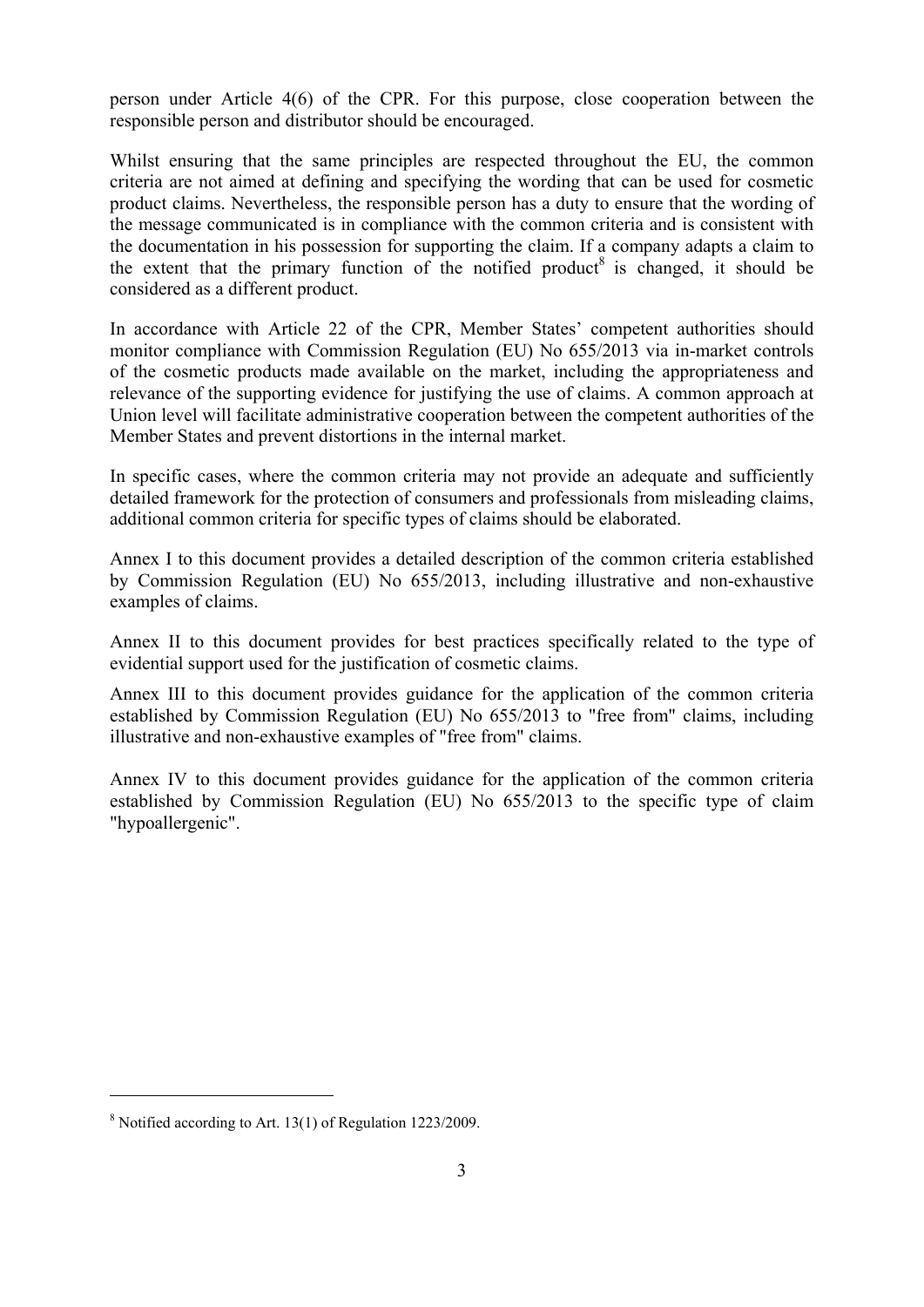person under Article 4(6) of the CPR. For this purpose, close cooperation between the responsible person and distributor should be encouraged.

Whilst ensuring that the same principles are respected throughout the EU, the common criteria are not aimed at defining and specifying the wording that can be used for cosmetic product claims. Nevertheless, the responsible person has a duty to ensure that the wording of the message communicated is in compliance with the common criteria and is consistent with the documentation in his possession for supporting the claim. If a company adapts a claim to the extent that the primary function of the notified product[8] is changed, it should be considered as a different product.

In accordance with Article 22 of the CPR, Member States' competent authorities should monitor compliance with Commission Regulation (EU) No 655/2013 via in-market controls of the cosmetic products made available on the market, including the appropriateness and relevance of the supporting evidence for justifying the use of claims. A common approach at Union level will facilitate administrative cooperation between the competent authorities of the Member States and prevent distortions in the internal market.

In specific cases, where the common criteria may not provide an adequate and sufficiently detailed framework for the protection of consumers and professionals from misleading claims, additional common criteria for specific types of claims should be elaborated.

Annex I to this document provides a detailed description of the common criteria established by Commission Regulation (EU) No 655/2013, including illustrative and non-exhaustive examples of claims.

Annex II to this document provides for best practices specifically related to the type of evidential support used for the justification of cosmetic claims.

Annex III to this document provides guidance for the application of the common criteria established by Commission Regulation (EU) No 655/2013 to "free from" claims, including illustrative and non-exhaustive examples of "free from" claims.

Annex IV to this document provides guidance for the application of the common criteria established by Commission Regulation (EU) No 655/2013 to the specific type of claim "hypoallergenic".

---

[8] Notified according to Art. 13(1) of Regulation 1223/2009.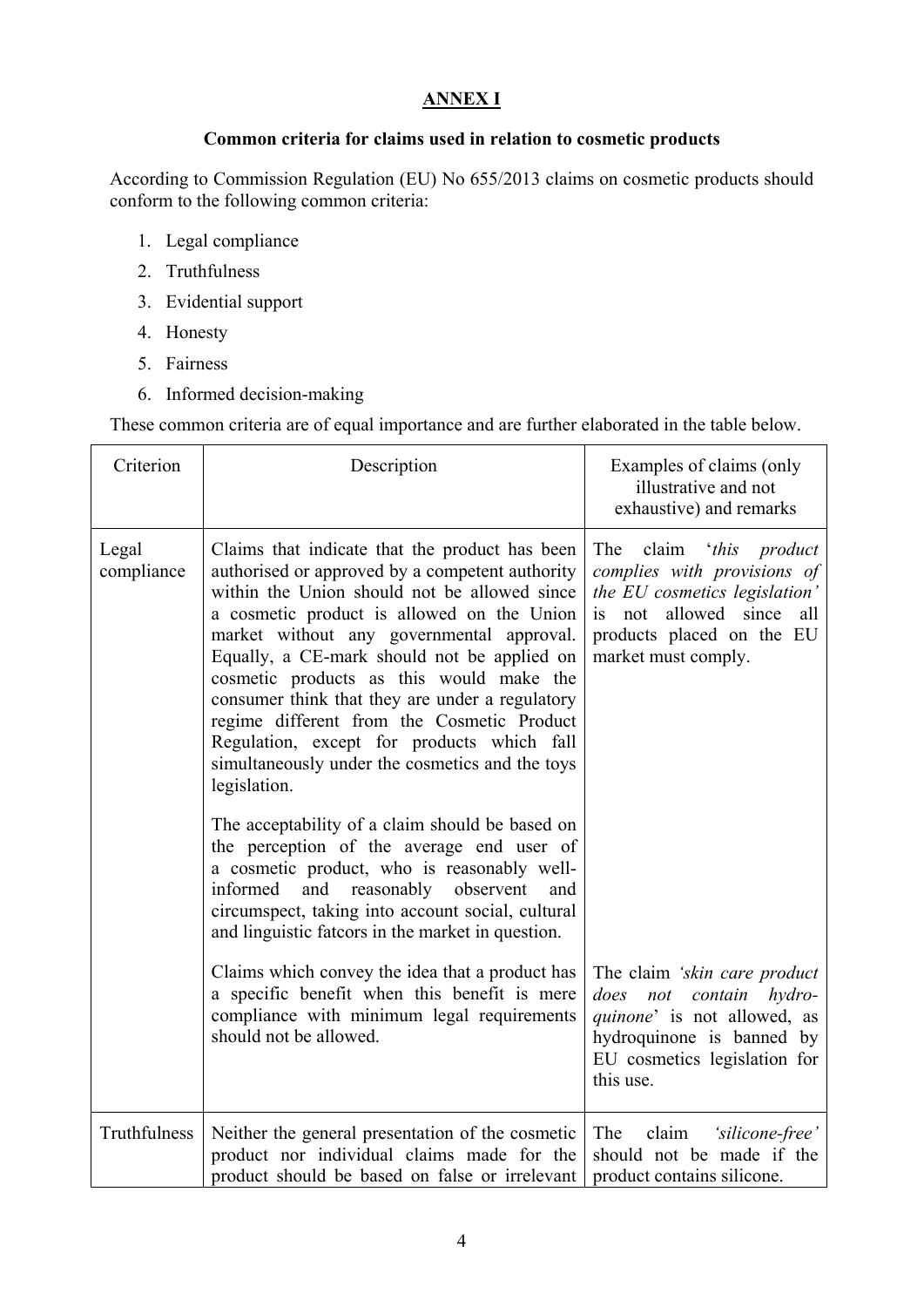## ANNEX I

### Common criteria for claims used in relation to cosmetic products

According to Commission Regulation (EU) No 655/2013 claims on cosmetic products should conform to the following common criteria:

1. Legal compliance
2. Truthfulness
3. Evidential support
4. Honesty
5. Fairness
6. Informed decision-making

These common criteria are of equal importance and are further elaborated in the table below.

| Criterion | Description | Examples of claims (only illustrative and not exhaustive) and remarks |
|---|---|---|
| Legal compliance | Claims that indicate that the product has been authorised or approved by a competent authority within the Union should not be allowed since a cosmetic product is allowed on the Union market without any governmental approval. Equally, a CE-mark should not be applied on cosmetic products as this would make the consumer think that they are under a regulatory regime different from the Cosmetic Product Regulation, except for products which fall simultaneously under the cosmetics and the toys legislation. | The claim '*this product complies with provisions of the EU cosmetics legislation'* is not allowed since all products placed on the EU market must comply. |
| | The acceptability of a claim should be based on the perception of the average end user of a cosmetic product, who is reasonably well-informed and reasonably observent and circumspect, taking into account social, cultural and linguistic fatcors in the market in question. | |
| | Claims which convey the idea that a product has a specific benefit when this benefit is mere compliance with minimum legal requirements should not be allowed. | The claim *'skin care product does not contain hydro-quinone*' is not allowed, as hydroquinone is banned by EU cosmetics legislation for this use. |
| Truthfulness | Neither the general presentation of the cosmetic product nor individual claims made for the product should be based on false or irrelevant | The claim *'silicone-free'* should not be made if the product contains silicone. |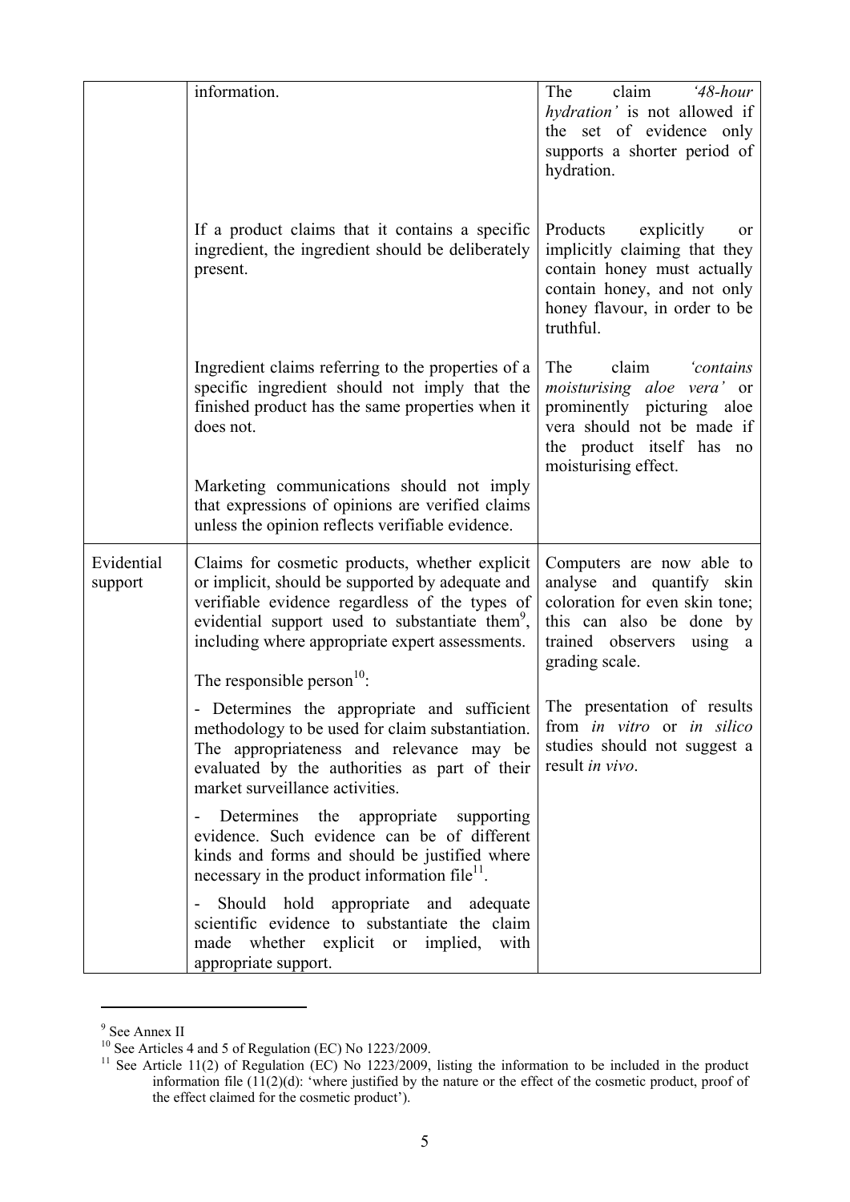|  |  |  |
|---|---|---|
|  | information. | The claim *'48-hour hydration'* is not allowed if the set of evidence only supports a shorter period of hydration. |
|  | If a product claims that it contains a specific ingredient, the ingredient should be deliberately present. | Products explicitly or implicitly claiming that they contain honey must actually contain honey, and not only honey flavour, in order to be truthful. |
|  | Ingredient claims referring to the properties of a specific ingredient should not imply that the finished product has the same properties when it does not.<br><br>Marketing communications should not imply that expressions of opinions are verified claims unless the opinion reflects verifiable evidence. | The claim *'contains moisturising aloe vera'* or prominently picturing aloe vera should not be made if the product itself has no moisturising effect. |
| Evidential support | Claims for cosmetic products, whether explicit or implicit, should be supported by adequate and verifiable evidence regardless of the types of evidential support used to substantiate them[9], including where appropriate expert assessments.<br><br>The responsible person[10]:<br><br>- Determines the appropriate and sufficient methodology to be used for claim substantiation. The appropriateness and relevance may be evaluated by the authorities as part of their market surveillance activities.<br><br>- Determines the appropriate supporting evidence. Such evidence can be of different kinds and forms and should be justified where necessary in the product information file[11].<br><br>- Should hold appropriate and adequate scientific evidence to substantiate the claim made whether explicit or implied, with appropriate support. | Computers are now able to analyse and quantify skin coloration for even skin tone; this can also be done by trained observers using a grading scale.<br><br>The presentation of results from *in vitro* or *in silico* studies should not suggest a result *in vivo*. |

[9] See Annex II

[10] See Articles 4 and 5 of Regulation (EC) No 1223/2009.

[11] See Article 11(2) of Regulation (EC) No 1223/2009, listing the information to be included in the product information file (11(2)(d): 'where justified by the nature or the effect of the cosmetic product, proof of the effect claimed for the cosmetic product').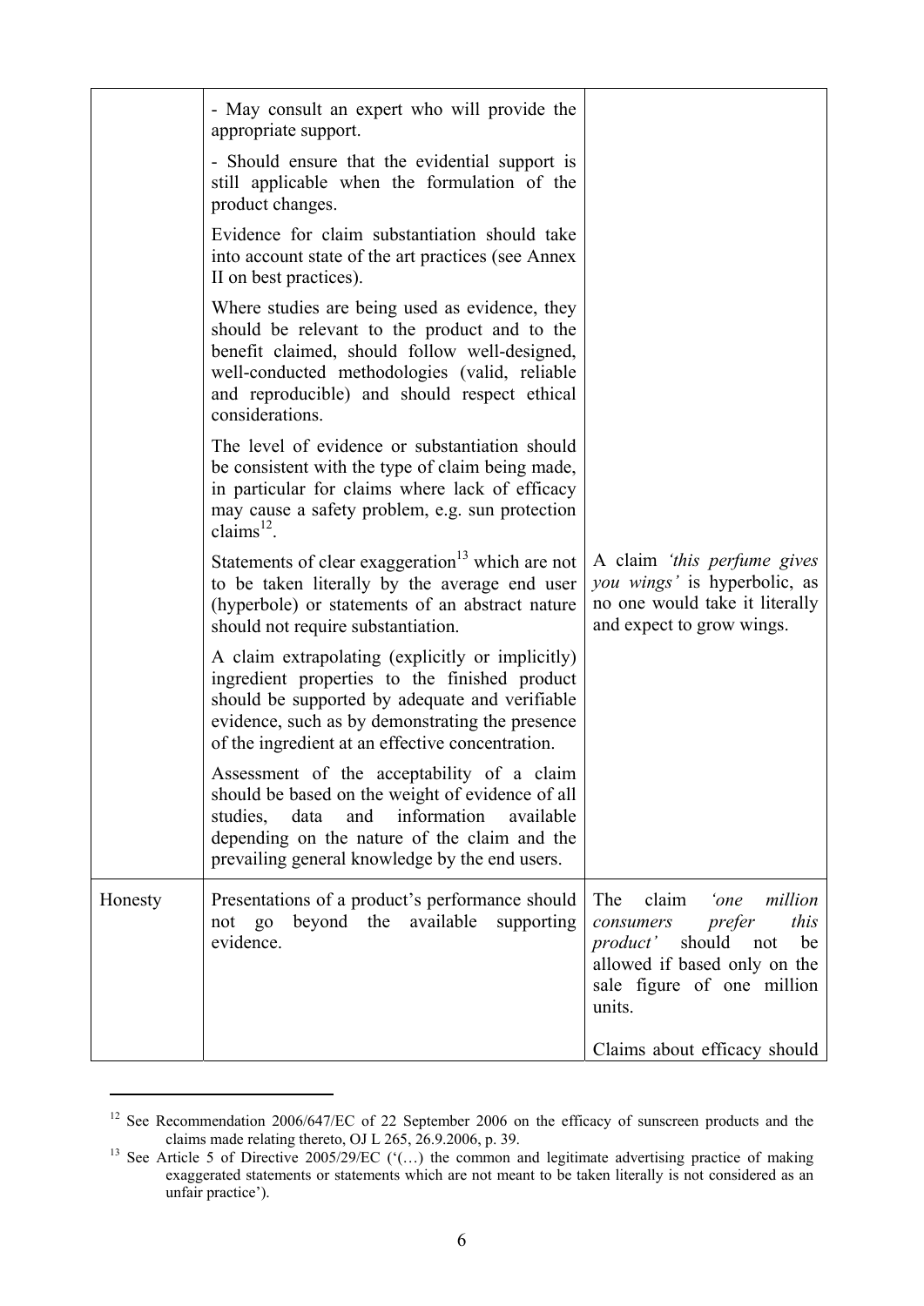| | | |
|---|---|---|
| | - May consult an expert who will provide the appropriate support.<br><br>- Should ensure that the evidential support is still applicable when the formulation of the product changes.<br><br>Evidence for claim substantiation should take into account state of the art practices (see Annex II on best practices).<br><br>Where studies are being used as evidence, they should be relevant to the product and to the benefit claimed, should follow well-designed, well-conducted methodologies (valid, reliable and reproducible) and should respect ethical considerations.<br><br>The level of evidence or substantiation should be consistent with the type of claim being made, in particular for claims where lack of efficacy may cause a safety problem, e.g. sun protection claims[12]. | |
| | Statements of clear exaggeration[13] which are not to be taken literally by the average end user (hyperbole) or statements of an abstract nature should not require substantiation. | A claim *'this perfume gives you wings'* is hyperbolic, as no one would take it literally and expect to grow wings. |
| | A claim extrapolating (explicitly or implicitly) ingredient properties to the finished product should be supported by adequate and verifiable evidence, such as by demonstrating the presence of the ingredient at an effective concentration.<br><br>Assessment of the acceptability of a claim should be based on the weight of evidence of all studies, data and information available depending on the nature of the claim and the prevailing general knowledge by the end users. | |
| Honesty | Presentations of a product's performance should not go beyond the available supporting evidence. | The claim *'one million consumers prefer this product'* should not be allowed if based only on the sale figure of one million units.<br><br>Claims about efficacy should |

[12] See Recommendation 2006/647/EC of 22 September 2006 on the efficacy of sunscreen products and the claims made relating thereto, OJ L 265, 26.9.2006, p. 39.

[13] See Article 5 of Directive 2005/29/EC ('(…) the common and legitimate advertising practice of making exaggerated statements or statements which are not meant to be taken literally is not considered as an unfair practice').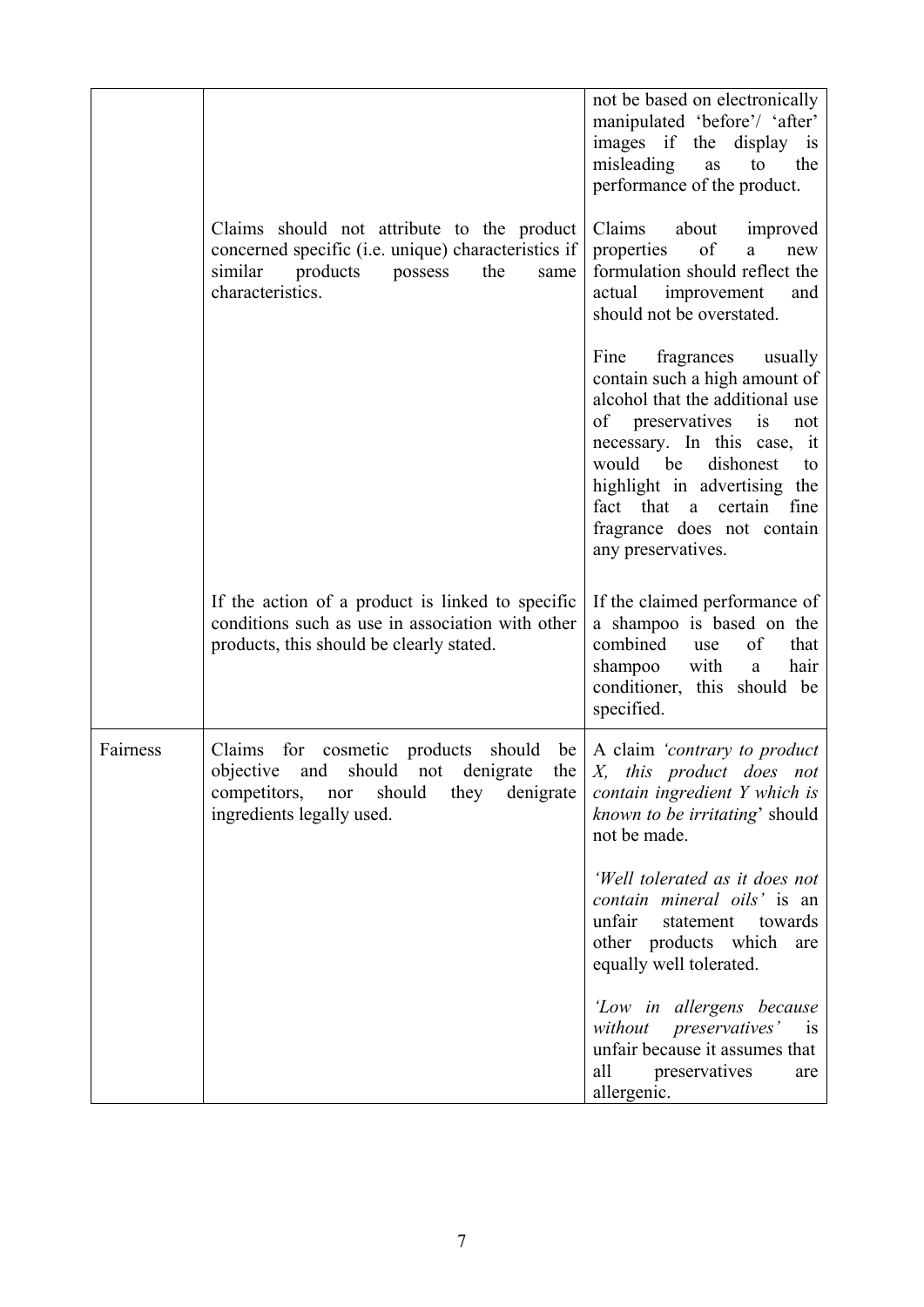| | | |
|---|---|---|
| | | not be based on electronically manipulated 'before'/ 'after' images if the display is misleading as to the performance of the product. |
| | Claims should not attribute to the product concerned specific (i.e. unique) characteristics if similar products possess the same characteristics. | Claims about improved properties of a new formulation should reflect the actual improvement and should not be overstated.<br><br>Fine fragrances usually contain such a high amount of alcohol that the additional use of preservatives is not necessary. In this case, it would be dishonest to highlight in advertising the fact that a certain fine fragrance does not contain any preservatives. |
| | If the action of a product is linked to specific conditions such as use in association with other products, this should be clearly stated. | If the claimed performance of a shampoo is based on the combined use of that shampoo with a hair conditioner, this should be specified. |
| Fairness | Claims for cosmetic products should be objective and should not denigrate the competitors, nor should they denigrate ingredients legally used. | A claim *'contrary to product X, this product does not contain ingredient Y which is known to be irritating*' should not be made.<br><br>*'Well tolerated as it does not contain mineral oils'* is an unfair statement towards other products which are equally well tolerated.<br><br>*'Low in allergens because without preservatives'* is unfair because it assumes that all preservatives are allergenic. |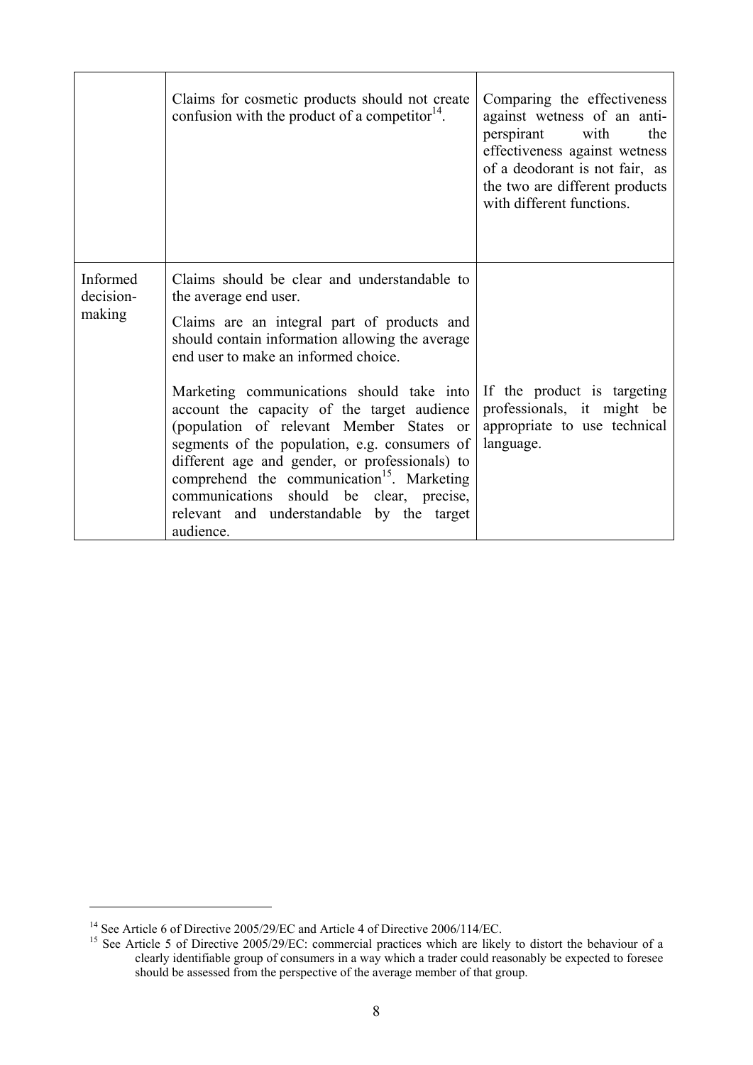| | | |
|---|---|---|
| | Claims for cosmetic products should not create confusion with the product of a competitor[14]. | Comparing the effectiveness against wetness of an anti-perspirant with the effectiveness against wetness of a deodorant is not fair, as the two are different products with different functions. |
| Informed decision-making | Claims should be clear and understandable to the average end user.<br><br>Claims are an integral part of products and should contain information allowing the average end user to make an informed choice.<br><br>Marketing communications should take into account the capacity of the target audience (population of relevant Member States or segments of the population, e.g. consumers of different age and gender, or professionals) to comprehend the communication[15]. Marketing communications should be clear, precise, relevant and understandable by the target audience. | If the product is targeting professionals, it might be appropriate to use technical language. |

[14] See Article 6 of Directive 2005/29/EC and Article 4 of Directive 2006/114/EC.

[15] See Article 5 of Directive 2005/29/EC: commercial practices which are likely to distort the behaviour of a clearly identifiable group of consumers in a way which a trader could reasonably be expected to foresee should be assessed from the perspective of the average member of that group.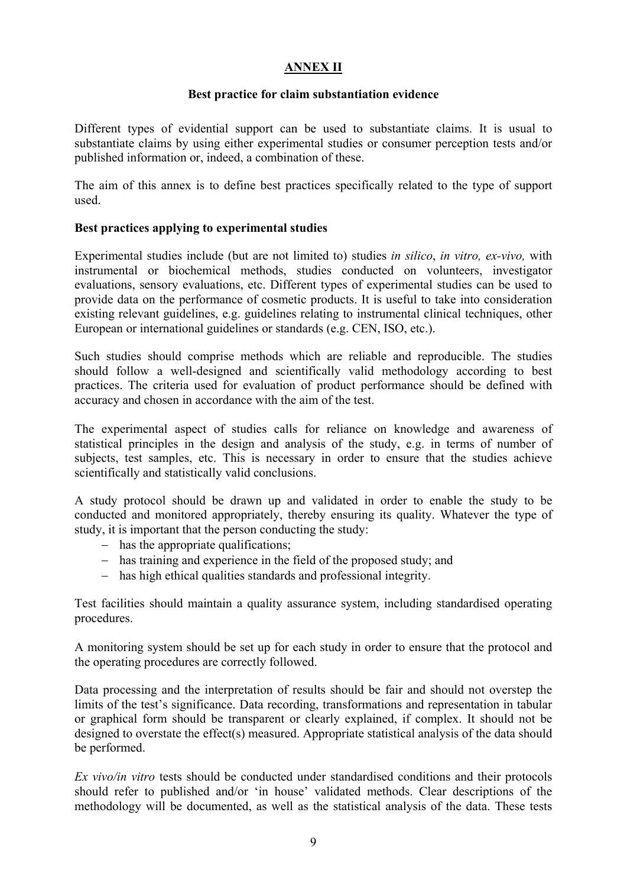# ANNEX II

## Best practice for claim substantiation evidence

Different types of evidential support can be used to substantiate claims. It is usual to substantiate claims by using either experimental studies or consumer perception tests and/or published information or, indeed, a combination of these.

The aim of this annex is to define best practices specifically related to the type of support used.

### Best practices applying to experimental studies

Experimental studies include (but are not limited to) studies *in silico*, *in vitro, ex-vivo,* with instrumental or biochemical methods, studies conducted on volunteers, investigator evaluations, sensory evaluations, etc. Different types of experimental studies can be used to provide data on the performance of cosmetic products. It is useful to take into consideration existing relevant guidelines, e.g. guidelines relating to instrumental clinical techniques, other European or international guidelines or standards (e.g. CEN, ISO, etc.).

Such studies should comprise methods which are reliable and reproducible. The studies should follow a well-designed and scientifically valid methodology according to best practices. The criteria used for evaluation of product performance should be defined with accuracy and chosen in accordance with the aim of the test.

The experimental aspect of studies calls for reliance on knowledge and awareness of statistical principles in the design and analysis of the study, e.g. in terms of number of subjects, test samples, etc. This is necessary in order to ensure that the studies achieve scientifically and statistically valid conclusions.

A study protocol should be drawn up and validated in order to enable the study to be conducted and monitored appropriately, thereby ensuring its quality. Whatever the type of study, it is important that the person conducting the study:

- has the appropriate qualifications;
- has training and experience in the field of the proposed study; and
- has high ethical qualities standards and professional integrity.

Test facilities should maintain a quality assurance system, including standardised operating procedures.

A monitoring system should be set up for each study in order to ensure that the protocol and the operating procedures are correctly followed.

Data processing and the interpretation of results should be fair and should not overstep the limits of the test's significance. Data recording, transformations and representation in tabular or graphical form should be transparent or clearly explained, if complex. It should not be designed to overstate the effect(s) measured. Appropriate statistical analysis of the data should be performed.

*Ex vivo/in vitro* tests should be conducted under standardised conditions and their protocols should refer to published and/or 'in house' validated methods. Clear descriptions of the methodology will be documented, as well as the statistical analysis of the data. These tests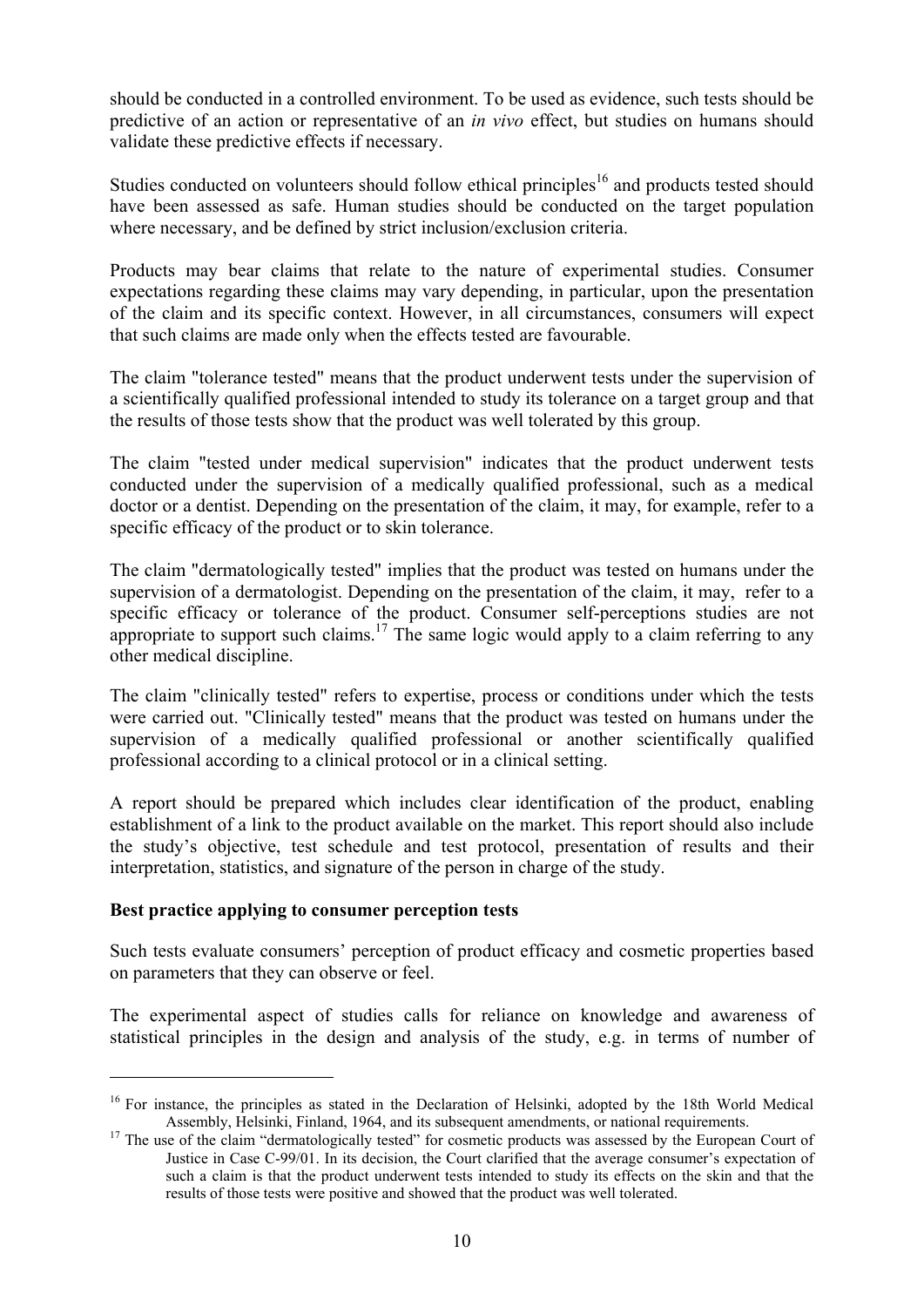should be conducted in a controlled environment. To be used as evidence, such tests should be predictive of an action or representative of an *in vivo* effect, but studies on humans should validate these predictive effects if necessary.

Studies conducted on volunteers should follow ethical principles[16] and products tested should have been assessed as safe. Human studies should be conducted on the target population where necessary, and be defined by strict inclusion/exclusion criteria.

Products may bear claims that relate to the nature of experimental studies. Consumer expectations regarding these claims may vary depending, in particular, upon the presentation of the claim and its specific context. However, in all circumstances, consumers will expect that such claims are made only when the effects tested are favourable.

The claim "tolerance tested" means that the product underwent tests under the supervision of a scientifically qualified professional intended to study its tolerance on a target group and that the results of those tests show that the product was well tolerated by this group.

The claim "tested under medical supervision" indicates that the product underwent tests conducted under the supervision of a medically qualified professional, such as a medical doctor or a dentist. Depending on the presentation of the claim, it may, for example, refer to a specific efficacy of the product or to skin tolerance.

The claim "dermatologically tested" implies that the product was tested on humans under the supervision of a dermatologist. Depending on the presentation of the claim, it may, refer to a specific efficacy or tolerance of the product. Consumer self-perceptions studies are not appropriate to support such claims.[17] The same logic would apply to a claim referring to any other medical discipline.

The claim "clinically tested" refers to expertise, process or conditions under which the tests were carried out. "Clinically tested" means that the product was tested on humans under the supervision of a medically qualified professional or another scientifically qualified professional according to a clinical protocol or in a clinical setting.

A report should be prepared which includes clear identification of the product, enabling establishment of a link to the product available on the market. This report should also include the study's objective, test schedule and test protocol, presentation of results and their interpretation, statistics, and signature of the person in charge of the study.

**Best practice applying to consumer perception tests**

Such tests evaluate consumers' perception of product efficacy and cosmetic properties based on parameters that they can observe or feel.

The experimental aspect of studies calls for reliance on knowledge and awareness of statistical principles in the design and analysis of the study, e.g. in terms of number of

---

[16] For instance, the principles as stated in the Declaration of Helsinki, adopted by the 18th World Medical Assembly, Helsinki, Finland, 1964, and its subsequent amendments, or national requirements.

[17] The use of the claim "dermatologically tested" for cosmetic products was assessed by the European Court of Justice in Case C-99/01. In its decision, the Court clarified that the average consumer's expectation of such a claim is that the product underwent tests intended to study its effects on the skin and that the results of those tests were positive and showed that the product was well tolerated.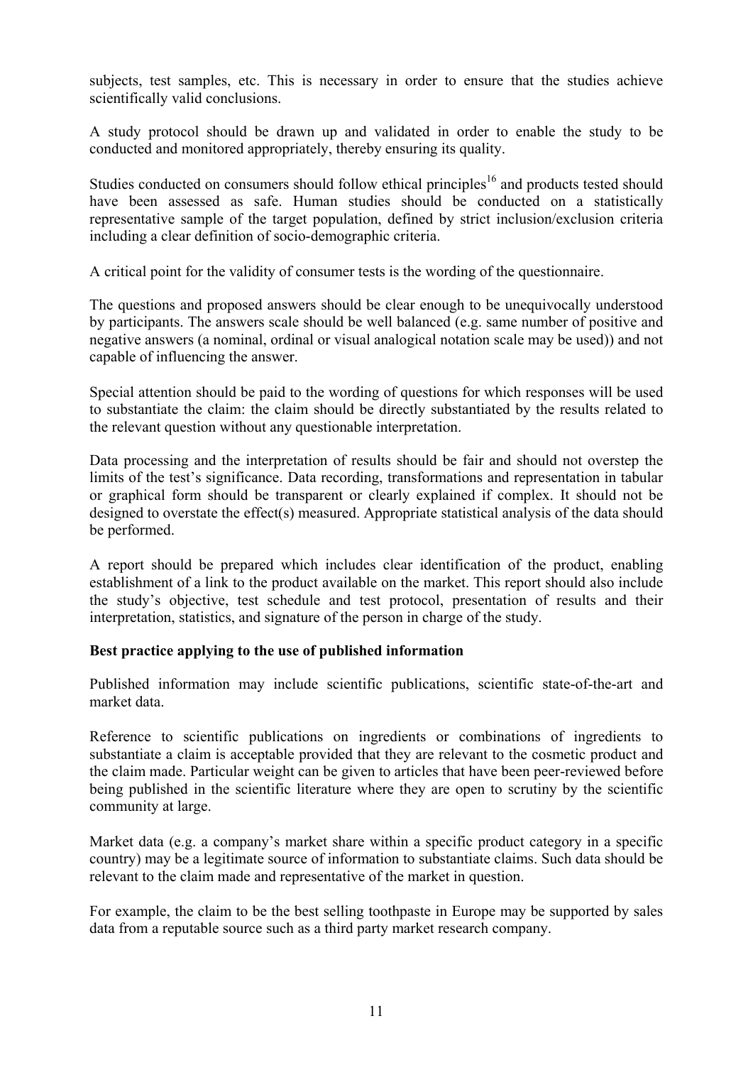subjects, test samples, etc. This is necessary in order to ensure that the studies achieve scientifically valid conclusions.

A study protocol should be drawn up and validated in order to enable the study to be conducted and monitored appropriately, thereby ensuring its quality.

Studies conducted on consumers should follow ethical principles[16] and products tested should have been assessed as safe. Human studies should be conducted on a statistically representative sample of the target population, defined by strict inclusion/exclusion criteria including a clear definition of socio-demographic criteria.

A critical point for the validity of consumer tests is the wording of the questionnaire.

The questions and proposed answers should be clear enough to be unequivocally understood by participants. The answers scale should be well balanced (e.g. same number of positive and negative answers (a nominal, ordinal or visual analogical notation scale may be used)) and not capable of influencing the answer.

Special attention should be paid to the wording of questions for which responses will be used to substantiate the claim: the claim should be directly substantiated by the results related to the relevant question without any questionable interpretation.

Data processing and the interpretation of results should be fair and should not overstep the limits of the test's significance. Data recording, transformations and representation in tabular or graphical form should be transparent or clearly explained if complex. It should not be designed to overstate the effect(s) measured. Appropriate statistical analysis of the data should be performed.

A report should be prepared which includes clear identification of the product, enabling establishment of a link to the product available on the market. This report should also include the study's objective, test schedule and test protocol, presentation of results and their interpretation, statistics, and signature of the person in charge of the study.

**Best practice applying to the use of published information**

Published information may include scientific publications, scientific state-of-the-art and market data.

Reference to scientific publications on ingredients or combinations of ingredients to substantiate a claim is acceptable provided that they are relevant to the cosmetic product and the claim made. Particular weight can be given to articles that have been peer-reviewed before being published in the scientific literature where they are open to scrutiny by the scientific community at large.

Market data (e.g. a company's market share within a specific product category in a specific country) may be a legitimate source of information to substantiate claims. Such data should be relevant to the claim made and representative of the market in question.

For example, the claim to be the best selling toothpaste in Europe may be supported by sales data from a reputable source such as a third party market research company.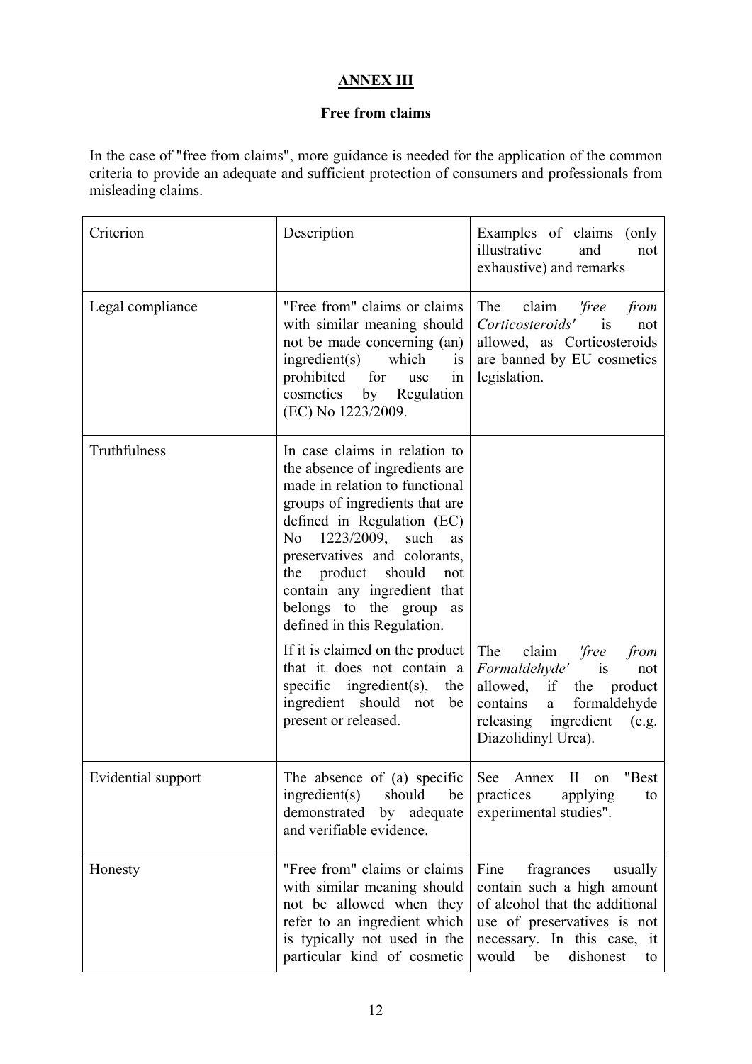# ANNEX III

## Free from claims

In the case of "free from claims", more guidance is needed for the application of the common criteria to provide an adequate and sufficient protection of consumers and professionals from misleading claims.

| Criterion | Description | Examples of claims (only illustrative and not exhaustive) and remarks |
|---|---|---|
| Legal compliance | "Free from" claims or claims with similar meaning should not be made concerning (an) ingredient(s) which is prohibited for use in cosmetics by Regulation (EC) No 1223/2009. | The claim *'free from Corticosteroids'* is not allowed, as Corticosteroids are banned by EU cosmetics legislation. |
| Truthfulness | In case claims in relation to the absence of ingredients are made in relation to functional groups of ingredients that are defined in Regulation (EC) No 1223/2009, such as preservatives and colorants, the product should not contain any ingredient that belongs to the group as defined in this Regulation. | |
| | If it is claimed on the product that it does not contain a specific ingredient(s), the ingredient should not be present or released. | The claim *'free from Formaldehyde'* is not allowed, if the product contains a formaldehyde releasing ingredient (e.g. Diazolidinyl Urea). |
| Evidential support | The absence of (a) specific ingredient(s) should be demonstrated by adequate and verifiable evidence. | See Annex II on "Best practices applying to experimental studies". |
| Honesty | "Free from" claims or claims with similar meaning should not be allowed when they refer to an ingredient which is typically not used in the particular kind of cosmetic | Fine fragrances usually contain such a high amount of alcohol that the additional use of preservatives is not necessary. In this case, it would be dishonest to |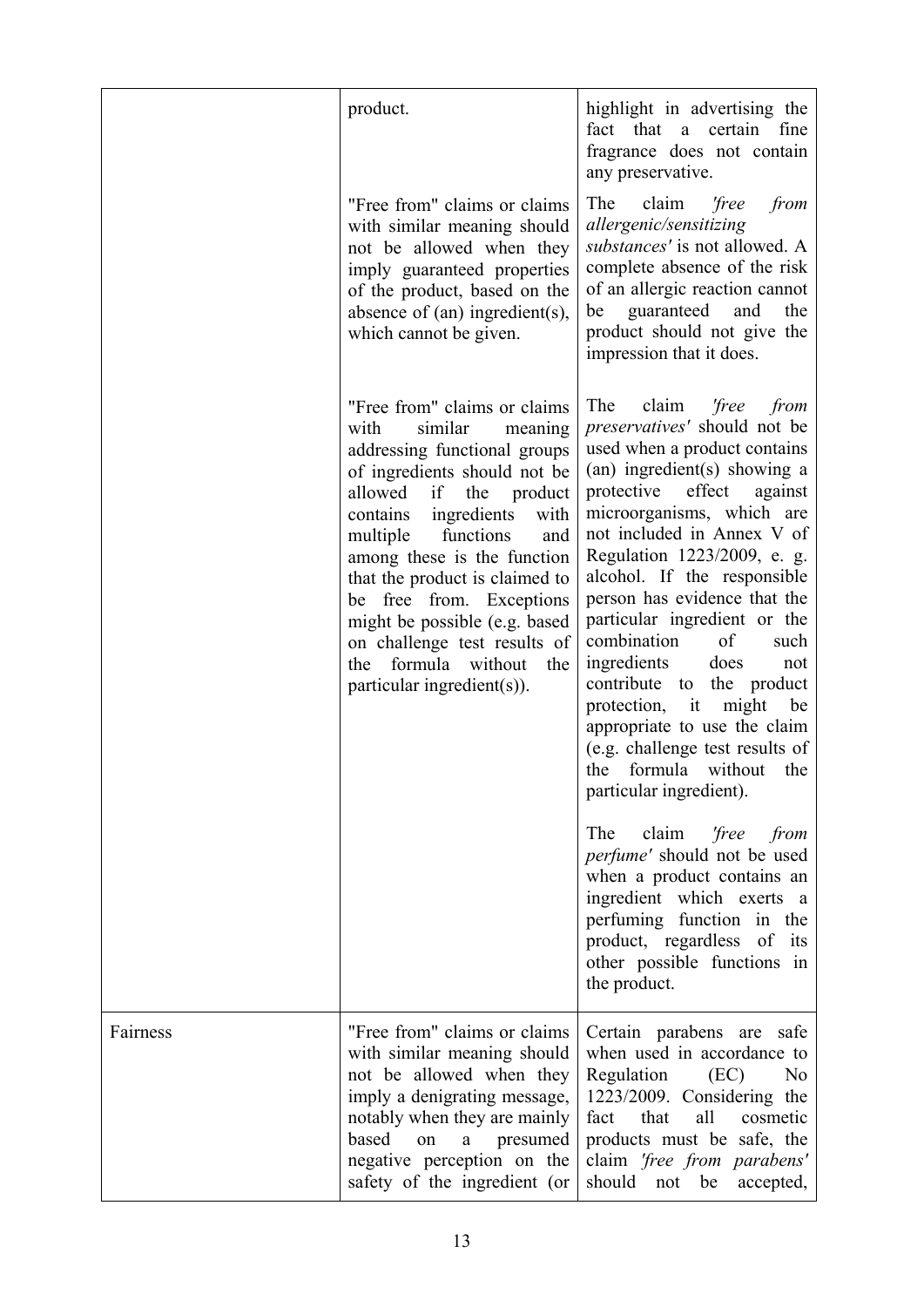| | | |
|---|---|---|
| | product. | highlight in advertising the fact that a certain fine fragrance does not contain any preservative. |
| | "Free from" claims or claims with similar meaning should not be allowed when they imply guaranteed properties of the product, based on the absence of (an) ingredient(s), which cannot be given. | The claim *'free from allergenic/sensitizing substances'* is not allowed. A complete absence of the risk of an allergic reaction cannot be guaranteed and the product should not give the impression that it does. |
| | "Free from" claims or claims with similar meaning addressing functional groups of ingredients should not be allowed if the product contains ingredients with multiple functions and among these is the function that the product is claimed to be free from. Exceptions might be possible (e.g. based on challenge test results of the formula without the particular ingredient(s)). | The claim *'free from preservatives'* should not be used when a product contains (an) ingredient(s) showing a protective effect against microorganisms, which are not included in Annex V of Regulation 1223/2009, e. g. alcohol. If the responsible person has evidence that the particular ingredient or the combination of such ingredients does not contribute to the product protection, it might be appropriate to use the claim (e.g. challenge test results of the formula without the particular ingredient).<br><br>The claim *'free from perfume'* should not be used when a product contains an ingredient which exerts a perfuming function in the product, regardless of its other possible functions in the product. |
| Fairness | "Free from" claims or claims with similar meaning should not be allowed when they imply a denigrating message, notably when they are mainly based on a presumed negative perception on the safety of the ingredient (or | Certain parabens are safe when used in accordance to Regulation (EC) No 1223/2009. Considering the fact that all cosmetic products must be safe, the claim *'free from parabens'* should not be accepted, |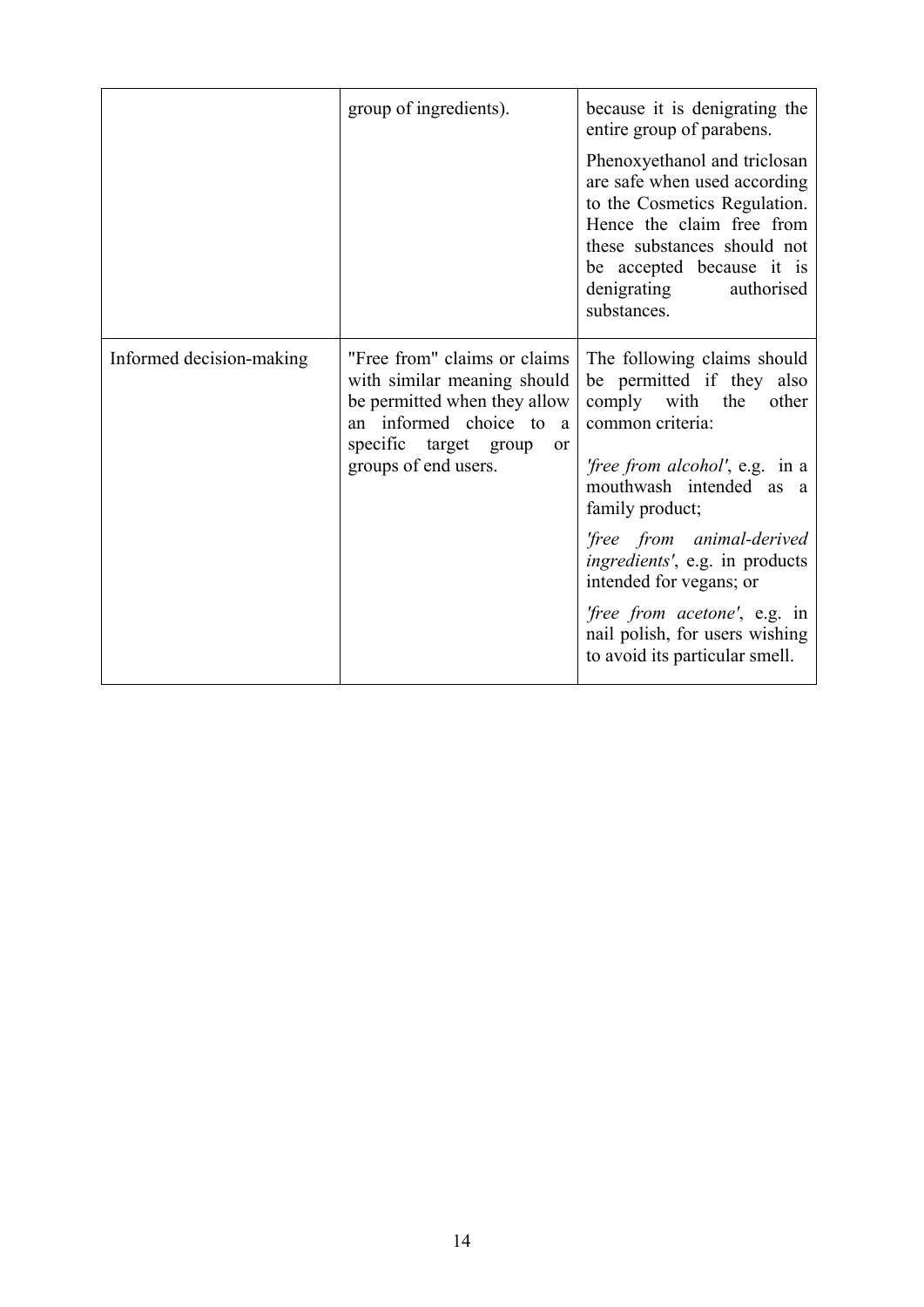| | | |
|---|---|---|
| | group of ingredients). | because it is denigrating the entire group of parabens.<br><br>Phenoxyethanol and triclosan are safe when used according to the Cosmetics Regulation. Hence the claim free from these substances should not be accepted because it is denigrating authorised substances. |
| Informed decision-making | "Free from" claims or claims with similar meaning should be permitted when they allow an informed choice to a specific target group or groups of end users. | The following claims should be permitted if they also comply with the other common criteria:<br><br>*'free from alcohol'*, e.g. in a mouthwash intended as a family product;<br><br>*'free from animal-derived ingredients'*, e.g. in products intended for vegans; or<br><br>*'free from acetone'*, e.g. in nail polish, for users wishing to avoid its particular smell. |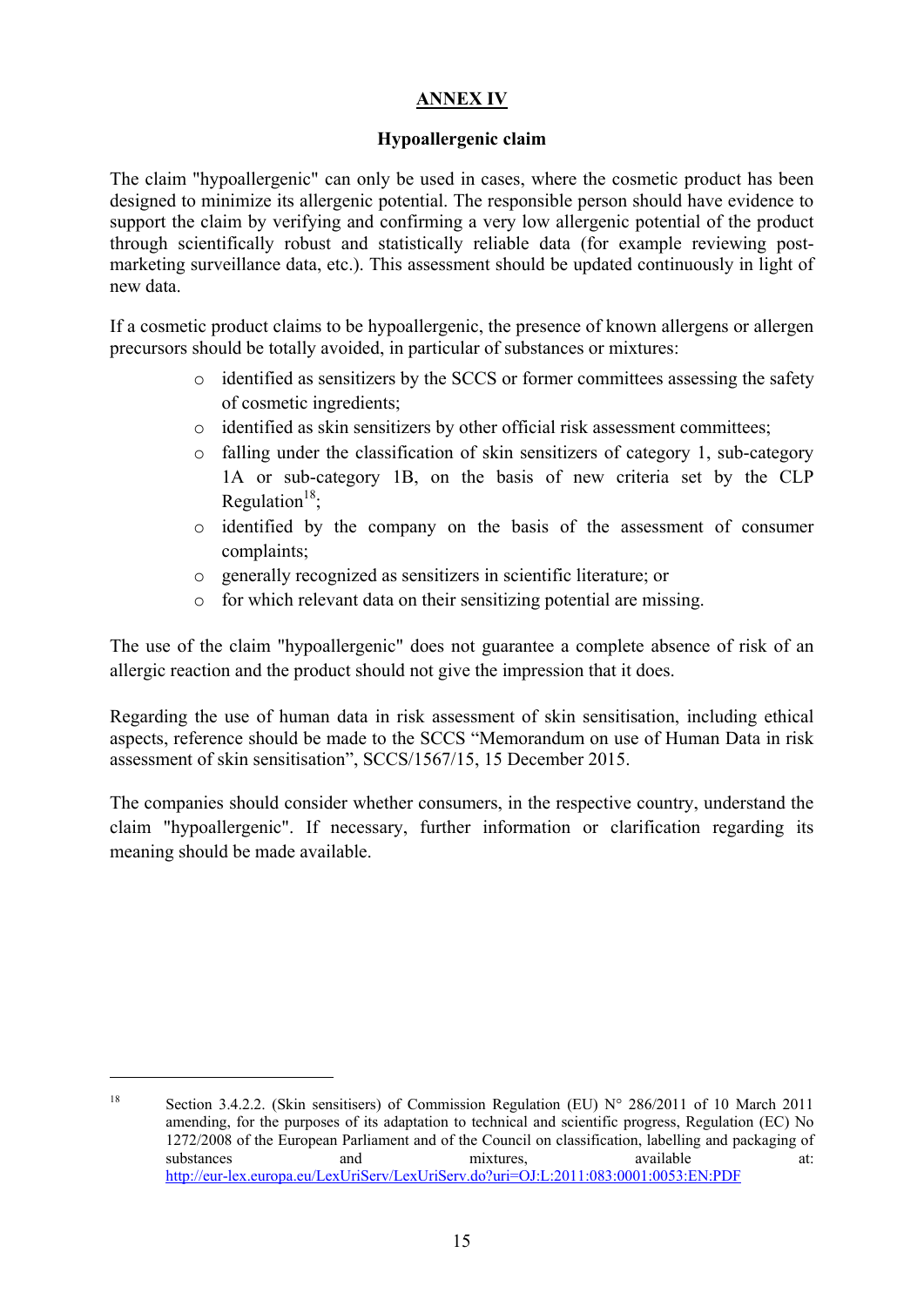# ANNEX IV

## Hypoallergenic claim

The claim "hypoallergenic" can only be used in cases, where the cosmetic product has been designed to minimize its allergenic potential. The responsible person should have evidence to support the claim by verifying and confirming a very low allergenic potential of the product through scientifically robust and statistically reliable data (for example reviewing post-marketing surveillance data, etc.). This assessment should be updated continuously in light of new data.

If a cosmetic product claims to be hypoallergenic, the presence of known allergens or allergen precursors should be totally avoided, in particular of substances or mixtures:

- identified as sensitizers by the SCCS or former committees assessing the safety of cosmetic ingredients;
- identified as skin sensitizers by other official risk assessment committees;
- falling under the classification of skin sensitizers of category 1, sub-category 1A or sub-category 1B, on the basis of new criteria set by the CLP Regulation[18];
- identified by the company on the basis of the assessment of consumer complaints;
- generally recognized as sensitizers in scientific literature; or
- for which relevant data on their sensitizing potential are missing.

The use of the claim "hypoallergenic" does not guarantee a complete absence of risk of an allergic reaction and the product should not give the impression that it does.

Regarding the use of human data in risk assessment of skin sensitisation, including ethical aspects, reference should be made to the SCCS "Memorandum on use of Human Data in risk assessment of skin sensitisation", SCCS/1567/15, 15 December 2015.

The companies should consider whether consumers, in the respective country, understand the claim "hypoallergenic". If necessary, further information or clarification regarding its meaning should be made available.

---

[18] Section 3.4.2.2. (Skin sensitisers) of Commission Regulation (EU) N° 286/2011 of 10 March 2011 amending, for the purposes of its adaptation to technical and scientific progress, Regulation (EC) No 1272/2008 of the European Parliament and of the Council on classification, labelling and packaging of substances and mixtures, available at: http://eur-lex.europa.eu/LexUriServ/LexUriServ.do?uri=OJ:L:2011:083:0001:0053:EN:PDF